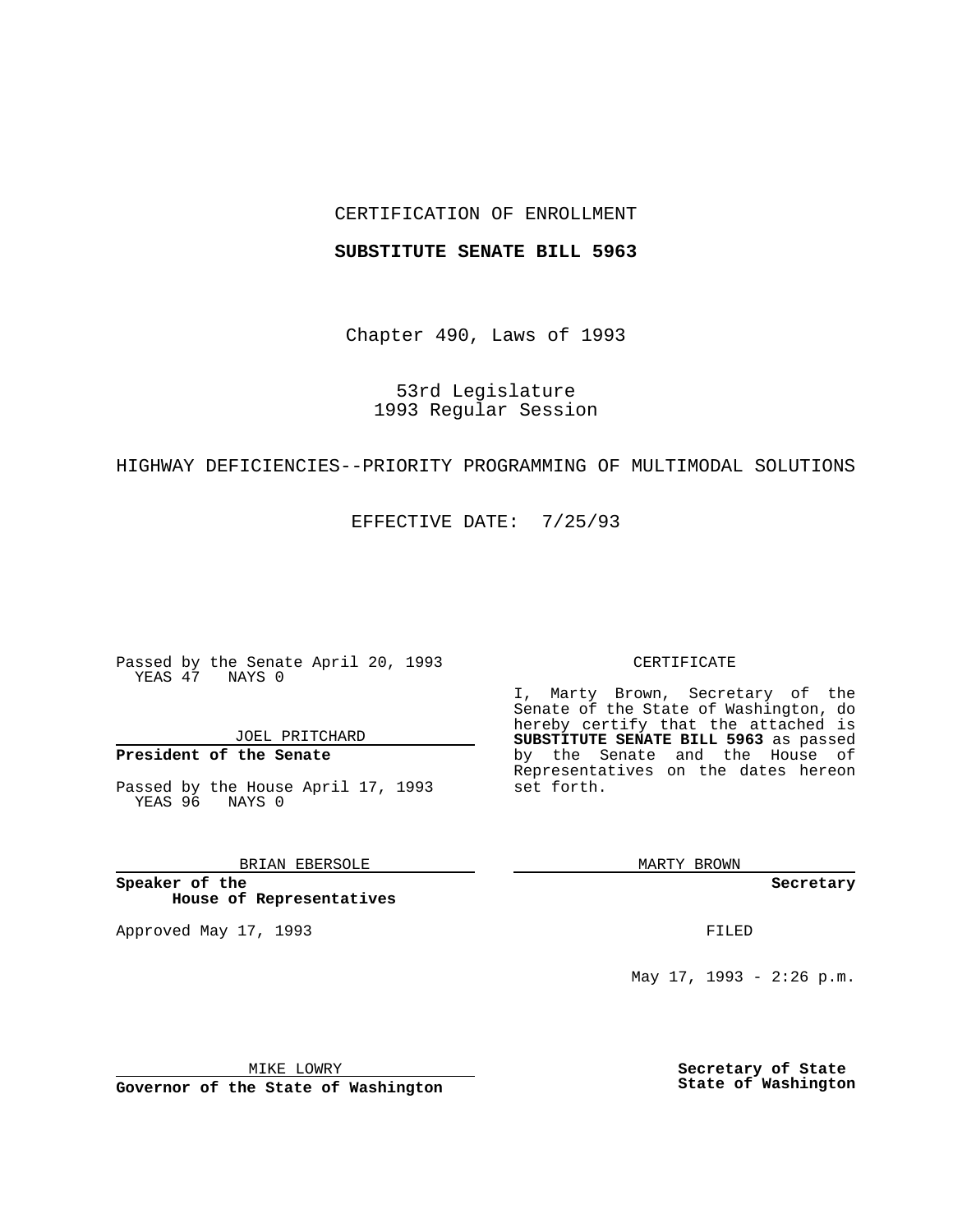CERTIFICATION OF ENROLLMENT

**SUBSTITUTE SENATE BILL 5963**

Chapter 490, Laws of 1993

53rd Legislature
1993 Regular Session

HIGHWAY DEFICIENCIES--PRIORITY PROGRAMMING OF MULTIMODAL SOLUTIONS

EFFECTIVE DATE: 7/25/93

Passed by the Senate April 20, 1993
YEAS 47 NAYS 0

JOEL PRITCHARD

**President of the Senate**

Passed by the House April 17, 1993
YEAS 96 NAYS 0

BRIAN EBERSOLE

**Speaker of the House of Representatives**

Approved May 17, 1993

MIKE LOWRY

**Governor of the State of Washington**

CERTIFICATE

I, Marty Brown, Secretary of the Senate of the State of Washington, do hereby certify that the attached is **SUBSTITUTE SENATE BILL 5963** as passed by the Senate and the House of Representatives on the dates hereon set forth.

MARTY BROWN

**Secretary**

FILED

May 17, 1993 - 2:26 p.m.

**Secretary of State**
**State of Washington**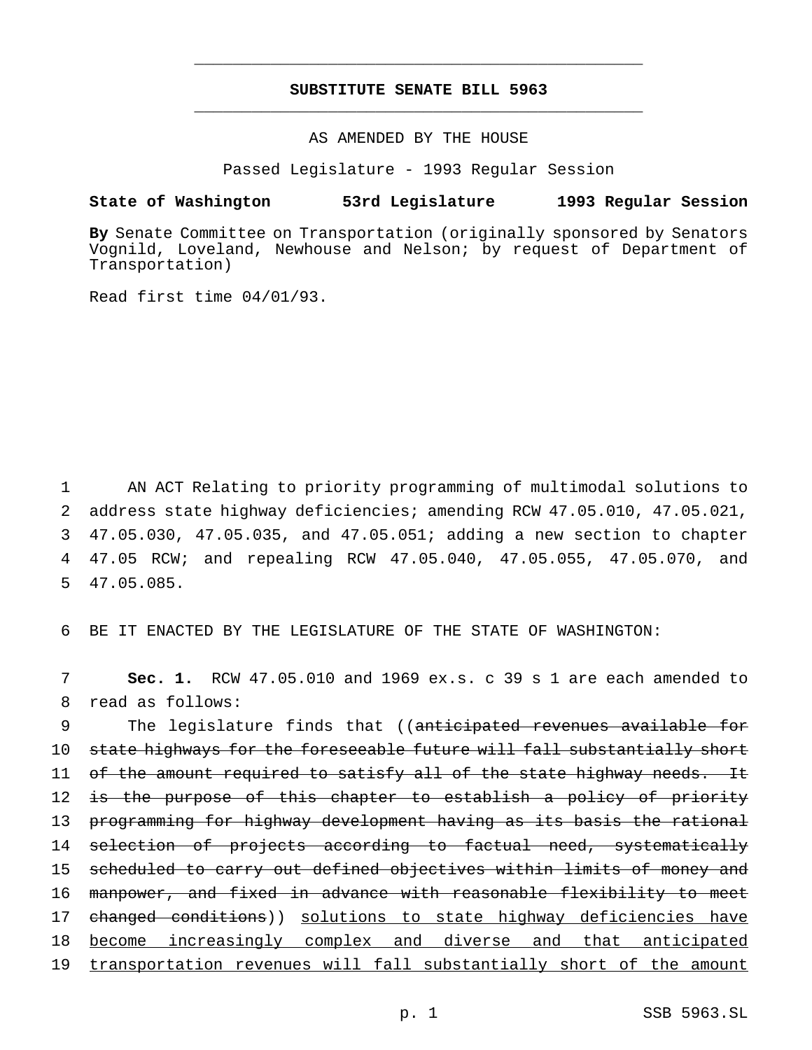**SUBSTITUTE SENATE BILL 5963**

AS AMENDED BY THE HOUSE

Passed Legislature - 1993 Regular Session

**State of Washington 53rd Legislature 1993 Regular Session**

**By** Senate Committee on Transportation (originally sponsored by Senators Vognild, Loveland, Newhouse and Nelson; by request of Department of Transportation)

Read first time 04/01/93.

AN ACT Relating to priority programming of multimodal solutions to address state highway deficiencies; amending RCW 47.05.010, 47.05.021, 47.05.030, 47.05.035, and 47.05.051; adding a new section to chapter 47.05 RCW; and repealing RCW 47.05.040, 47.05.055, 47.05.070, and 47.05.085.

BE IT ENACTED BY THE LEGISLATURE OF THE STATE OF WASHINGTON:

**Sec. 1.** RCW 47.05.010 and 1969 ex.s. c 39 s 1 are each amended to read as follows:

The legislature finds that ((~~anticipated revenues available for state highways for the foreseeable future will fall substantially short of the amount required to satisfy all of the state highway needs. It is the purpose of this chapter to establish a policy of priority programming for highway development having as its basis the rational selection of projects according to factual need, systematically scheduled to carry out defined objectives within limits of money and manpower, and fixed in advance with reasonable flexibility to meet changed conditions~~)) <u>solutions to state highway deficiencies have become increasingly complex and diverse and that anticipated transportation revenues will fall substantially short of the amount</u>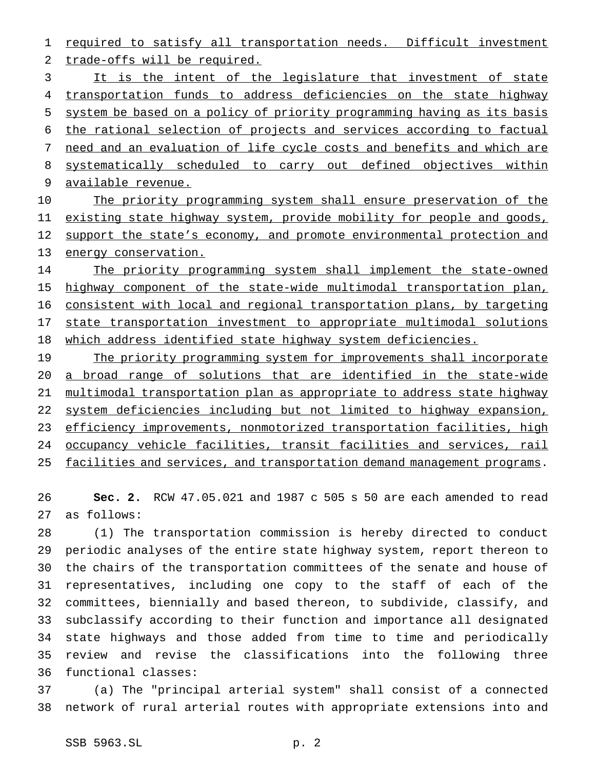required to satisfy all transportation needs. Difficult investment trade-offs will be required.

It is the intent of the legislature that investment of state transportation funds to address deficiencies on the state highway system be based on a policy of priority programming having as its basis the rational selection of projects and services according to factual need and an evaluation of life cycle costs and benefits and which are systematically scheduled to carry out defined objectives within available revenue.

The priority programming system shall ensure preservation of the existing state highway system, provide mobility for people and goods, support the state's economy, and promote environmental protection and energy conservation.

The priority programming system shall implement the state-owned highway component of the state-wide multimodal transportation plan, consistent with local and regional transportation plans, by targeting state transportation investment to appropriate multimodal solutions which address identified state highway system deficiencies.

The priority programming system for improvements shall incorporate a broad range of solutions that are identified in the state-wide multimodal transportation plan as appropriate to address state highway system deficiencies including but not limited to highway expansion, efficiency improvements, nonmotorized transportation facilities, high occupancy vehicle facilities, transit facilities and services, rail facilities and services, and transportation demand management programs.

**Sec. 2.** RCW 47.05.021 and 1987 c 505 s 50 are each amended to read as follows:

(1) The transportation commission is hereby directed to conduct periodic analyses of the entire state highway system, report thereon to the chairs of the transportation committees of the senate and house of representatives, including one copy to the staff of each of the committees, biennially and based thereon, to subdivide, classify, and subclassify according to their function and importance all designated state highways and those added from time to time and periodically review and revise the classifications into the following three functional classes:

(a) The "principal arterial system" shall consist of a connected network of rural arterial routes with appropriate extensions into and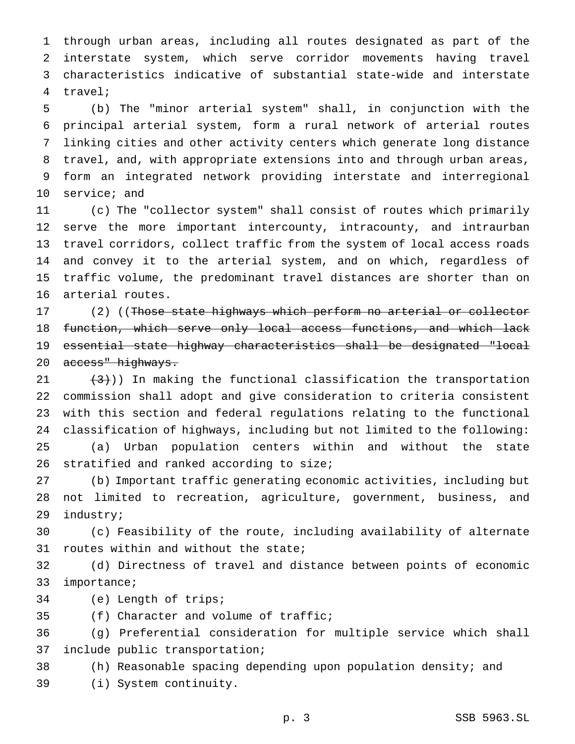through urban areas, including all routes designated as part of the interstate system, which serve corridor movements having travel characteristics indicative of substantial state-wide and interstate travel;

(b) The "minor arterial system" shall, in conjunction with the principal arterial system, form a rural network of arterial routes linking cities and other activity centers which generate long distance travel, and, with appropriate extensions into and through urban areas, form an integrated network providing interstate and interregional service; and

(c) The "collector system" shall consist of routes which primarily serve the more important intercounty, intracounty, and intraurban travel corridors, collect traffic from the system of local access roads and convey it to the arterial system, and on which, regardless of traffic volume, the predominant travel distances are shorter than on arterial routes.

(2) ((~~Those state highways which perform no arterial or collector function, which serve only local access functions, and which lack essential state highway characteristics shall be designated "local access" highways.~~

~~(3)~~)) In making the functional classification the transportation commission shall adopt and give consideration to criteria consistent with this section and federal regulations relating to the functional classification of highways, including but not limited to the following:

(a) Urban population centers within and without the state stratified and ranked according to size;

(b) Important traffic generating economic activities, including but not limited to recreation, agriculture, government, business, and industry;

(c) Feasibility of the route, including availability of alternate routes within and without the state;

(d) Directness of travel and distance between points of economic importance;

(e) Length of trips;

(f) Character and volume of traffic;

(g) Preferential consideration for multiple service which shall include public transportation;

(h) Reasonable spacing depending upon population density; and

(i) System continuity.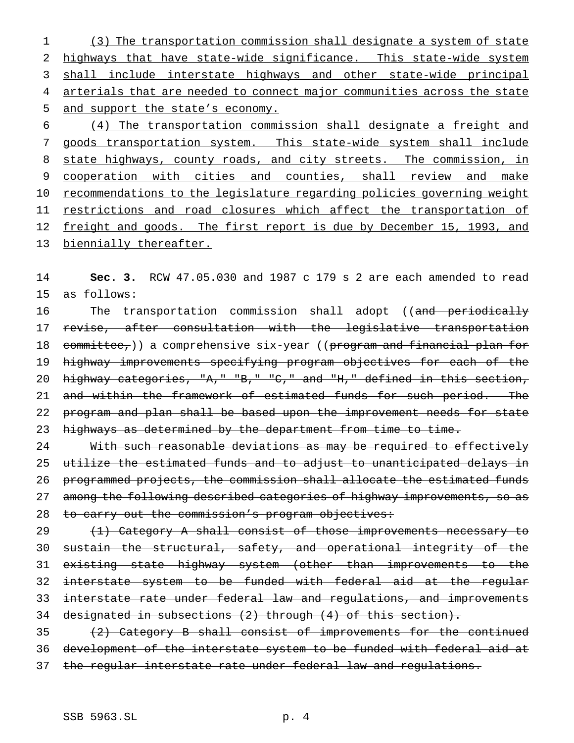(3) The transportation commission shall designate a system of state highways that have state-wide significance. This state-wide system shall include interstate highways and other state-wide principal arterials that are needed to connect major communities across the state and support the state's economy.

(4) The transportation commission shall designate a freight and goods transportation system. This state-wide system shall include state highways, county roads, and city streets. The commission, in cooperation with cities and counties, shall review and make recommendations to the legislature regarding policies governing weight restrictions and road closures which affect the transportation of freight and goods. The first report is due by December 15, 1993, and biennially thereafter.

**Sec. 3.** RCW 47.05.030 and 1987 c 179 s 2 are each amended to read as follows:

The transportation commission shall adopt ((and periodically revise, after consultation with the legislative transportation committee,)) a comprehensive six-year ((program and financial plan for highway improvements specifying program objectives for each of the highway categories, "A," "B," "C," and "H," defined in this section, and within the framework of estimated funds for such period. The program and plan shall be based upon the improvement needs for state highways as determined by the department from time to time.

With such reasonable deviations as may be required to effectively utilize the estimated funds and to adjust to unanticipated delays in programmed projects, the commission shall allocate the estimated funds among the following described categories of highway improvements, so as to carry out the commission's program objectives:

(1) Category A shall consist of those improvements necessary to sustain the structural, safety, and operational integrity of the existing state highway system (other than improvements to the interstate system to be funded with federal aid at the regular interstate rate under federal law and regulations, and improvements designated in subsections (2) through (4) of this section).

(2) Category B shall consist of improvements for the continued development of the interstate system to be funded with federal aid at the regular interstate rate under federal law and regulations.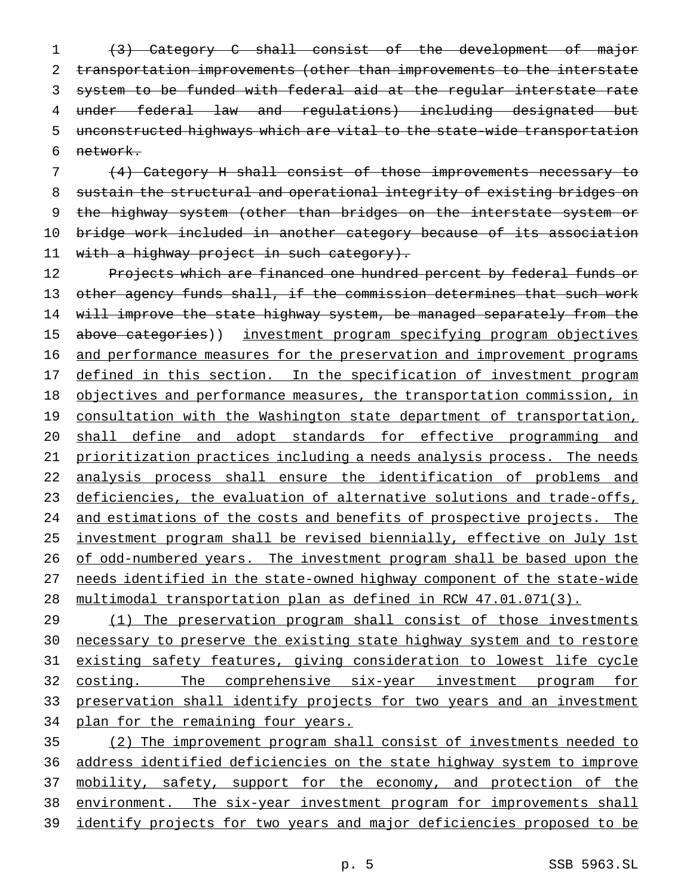~~(3) Category C shall consist of the development of major transportation improvements (other than improvements to the interstate system to be funded with federal aid at the regular interstate rate under federal law and regulations) including designated but unconstructed highways which are vital to the state-wide transportation network.~~

~~(4) Category H shall consist of those improvements necessary to sustain the structural and operational integrity of existing bridges on the highway system (other than bridges on the interstate system or bridge work included in another category because of its association with a highway project in such category).~~

~~Projects which are financed one hundred percent by federal funds or other agency funds shall, if the commission determines that such work will improve the state highway system, be managed separately from the above categories~~)) <u>investment program specifying program objectives and performance measures for the preservation and improvement programs defined in this section. In the specification of investment program objectives and performance measures, the transportation commission, in consultation with the Washington state department of transportation, shall define and adopt standards for effective programming and prioritization practices including a needs analysis process. The needs analysis process shall ensure the identification of problems and deficiencies, the evaluation of alternative solutions and trade-offs, and estimations of the costs and benefits of prospective projects. The investment program shall be revised biennially, effective on July 1st of odd-numbered years. The investment program shall be based upon the needs identified in the state-owned highway component of the state-wide multimodal transportation plan as defined in RCW 47.01.071(3).</u>

<u>(1) The preservation program shall consist of those investments necessary to preserve the existing state highway system and to restore existing safety features, giving consideration to lowest life cycle costing. The comprehensive six-year investment program for preservation shall identify projects for two years and an investment plan for the remaining four years.</u>

<u>(2) The improvement program shall consist of investments needed to address identified deficiencies on the state highway system to improve mobility, safety, support for the economy, and protection of the environment. The six-year investment program for improvements shall identify projects for two years and major deficiencies proposed to be</u>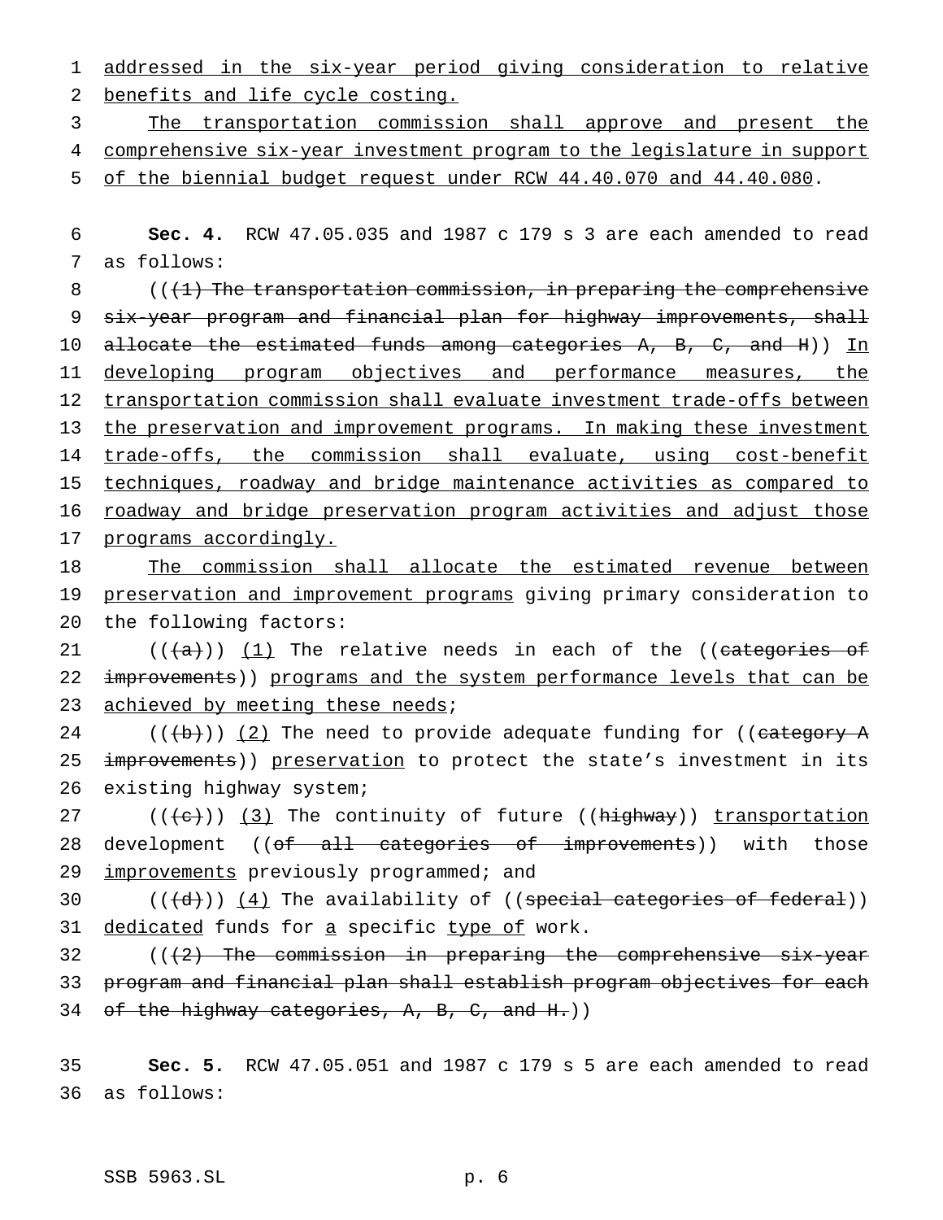addressed in the six-year period giving consideration to relative benefits and life cycle costing.

The transportation commission shall approve and present the comprehensive six-year investment program to the legislature in support of the biennial budget request under RCW 44.40.070 and 44.40.080.

**Sec. 4.** RCW 47.05.035 and 1987 c 179 s 3 are each amended to read as follows:

((~~(1) The transportation commission, in preparing the comprehensive six-year program and financial plan for highway improvements, shall allocate the estimated funds among categories A, B, C, and H~~)) In developing program objectives and performance measures, the transportation commission shall evaluate investment trade-offs between the preservation and improvement programs. In making these investment trade-offs, the commission shall evaluate, using cost-benefit techniques, roadway and bridge maintenance activities as compared to roadway and bridge preservation program activities and adjust those programs accordingly.

The commission shall allocate the estimated revenue between preservation and improvement programs giving primary consideration to the following factors:

((~~(a)~~)) (1) The relative needs in each of the ((~~categories of improvements~~)) programs and the system performance levels that can be achieved by meeting these needs;

((~~(b)~~)) (2) The need to provide adequate funding for ((~~category A improvements~~)) preservation to protect the state's investment in its existing highway system;

((~~(c)~~)) (3) The continuity of future ((~~highway~~)) transportation development ((~~of all categories of improvements~~)) with those improvements previously programmed; and

((~~(d)~~)) (4) The availability of ((~~special categories of federal~~)) dedicated funds for a specific type of work.

((~~(2) The commission in preparing the comprehensive six-year program and financial plan shall establish program objectives for each of the highway categories, A, B, C, and H.~~))

**Sec. 5.** RCW 47.05.051 and 1987 c 179 s 5 are each amended to read as follows: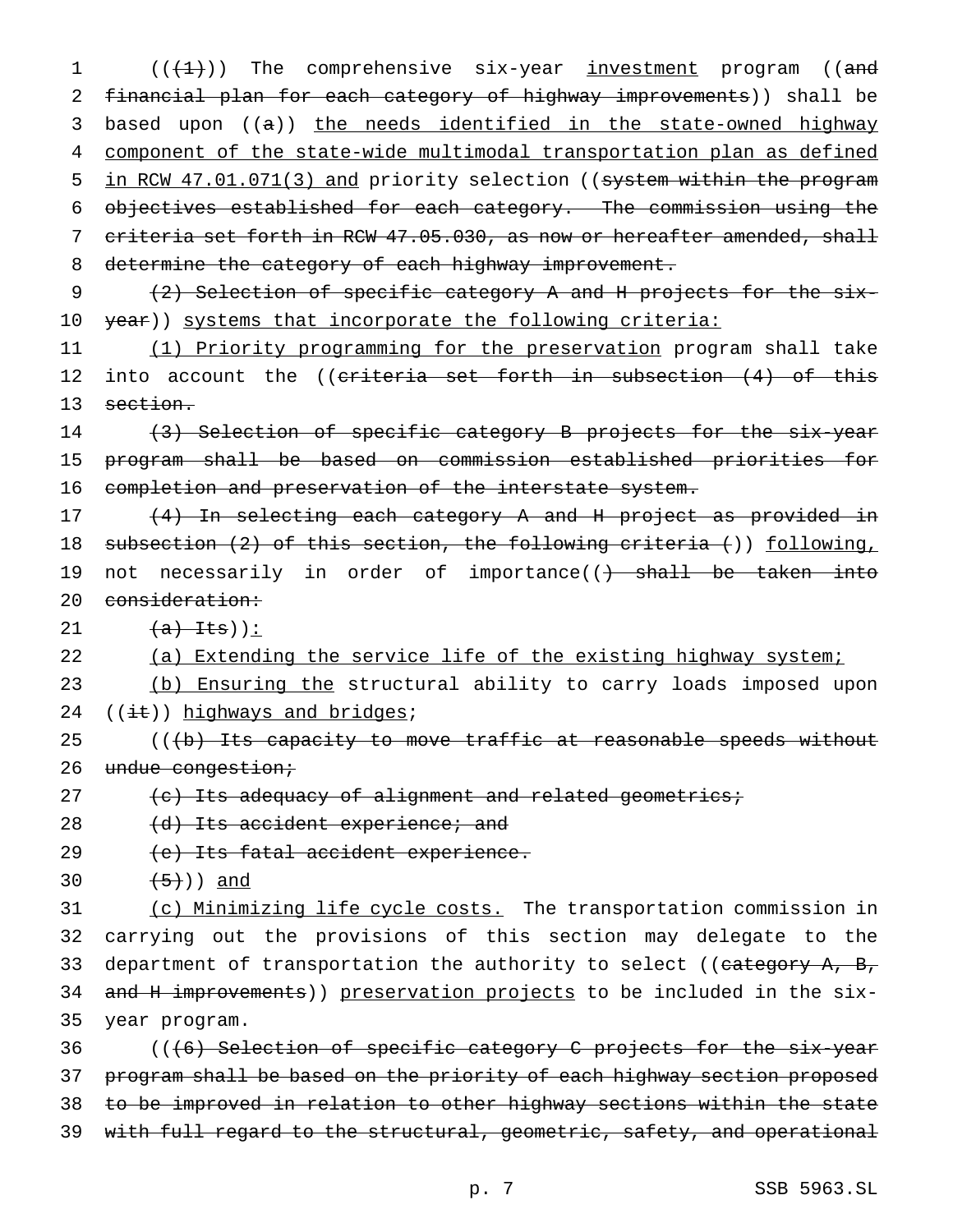(((1))) The comprehensive six-year investment program ((and financial plan for each category of highway improvements)) shall be based upon ((a)) the needs identified in the state-owned highway component of the state-wide multimodal transportation plan as defined in RCW 47.01.071(3) and priority selection ((system within the program objectives established for each category. The commission using the criteria set forth in RCW 47.05.030, as now or hereafter amended, shall determine the category of each highway improvement.

(2) Selection of specific category A and H projects for the six-year)) systems that incorporate the following criteria:

(1) Priority programming for the preservation program shall take into account the ((criteria set forth in subsection (4) of this section.

(3) Selection of specific category B projects for the six-year program shall be based on commission established priorities for completion and preservation of the interstate system.

(4) In selecting each category A and H project as provided in subsection (2) of this section, the following criteria ()) following, not necessarily in order of importance(() shall be taken into consideration:

(a) Its)):

(a) Extending the service life of the existing highway system;

(b) Ensuring the structural ability to carry loads imposed upon ((it)) highways and bridges;

(((b) Its capacity to move traffic at reasonable speeds without undue congestion;

(c) Its adequacy of alignment and related geometrics;

(d) Its accident experience; and

(e) Its fatal accident experience.

(5))) and

(c) Minimizing life cycle costs. The transportation commission in carrying out the provisions of this section may delegate to the department of transportation the authority to select ((category A, B, and H improvements)) preservation projects to be included in the six-year program.

(((6) Selection of specific category C projects for the six-year program shall be based on the priority of each highway section proposed to be improved in relation to other highway sections within the state with full regard to the structural, geometric, safety, and operational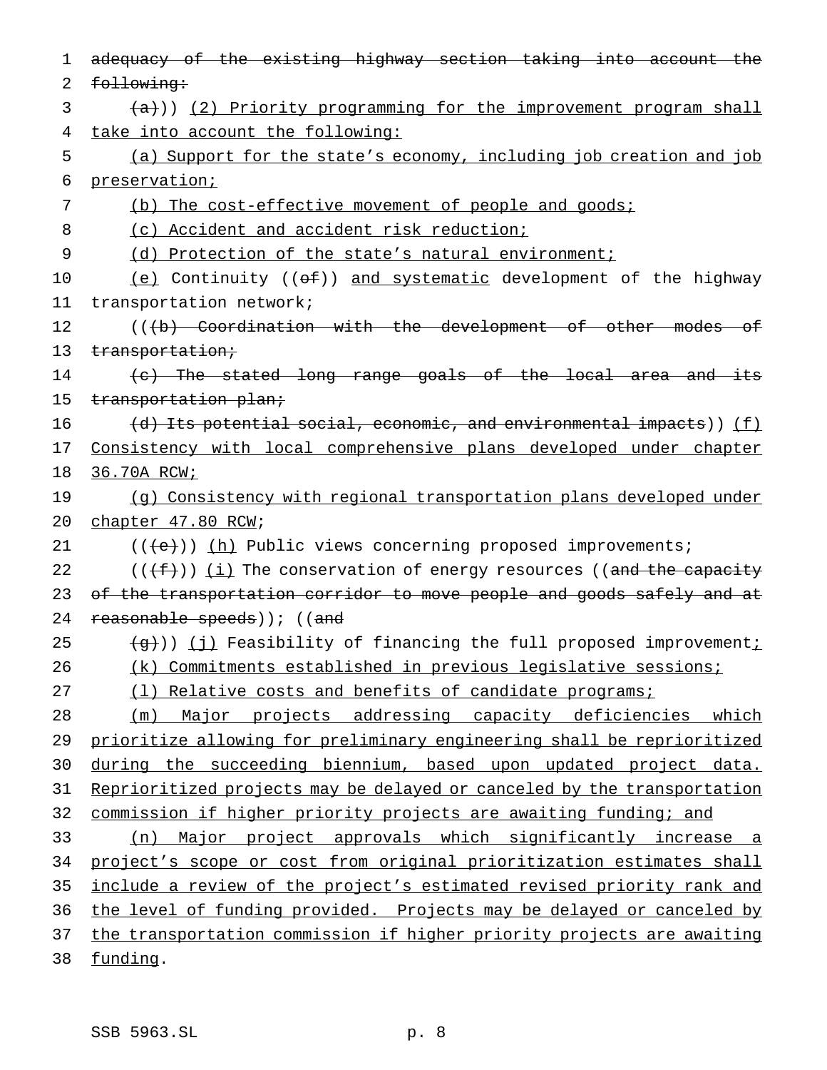adequacy of the existing highway section taking into account the following:

(a)) (2) Priority programming for the improvement program shall take into account the following:

(a) Support for the state's economy, including job creation and job preservation;

(b) The cost-effective movement of people and goods;

(c) Accident and accident risk reduction;

(d) Protection of the state's natural environment;

(e) Continuity ((of)) and systematic development of the highway transportation network;

(((b) Coordination with the development of other modes of transportation;

(c) The stated long range goals of the local area and its transportation plan;

(d) Its potential social, economic, and environmental impacts)) (f) Consistency with local comprehensive plans developed under chapter 36.70A RCW;

(g) Consistency with regional transportation plans developed under chapter 47.80 RCW;

(((e))) (h) Public views concerning proposed improvements;

(((f))) (i) The conservation of energy resources ((and the capacity of the transportation corridor to move people and goods safely and at reasonable speeds)); ((and

(g))) (j) Feasibility of financing the full proposed improvement;

(k) Commitments established in previous legislative sessions;

(l) Relative costs and benefits of candidate programs;

(m) Major projects addressing capacity deficiencies which prioritize allowing for preliminary engineering shall be reprioritized during the succeeding biennium, based upon updated project data. Reprioritized projects may be delayed or canceled by the transportation commission if higher priority projects are awaiting funding; and

(n) Major project approvals which significantly increase a project's scope or cost from original prioritization estimates shall include a review of the project's estimated revised priority rank and the level of funding provided. Projects may be delayed or canceled by the transportation commission if higher priority projects are awaiting funding.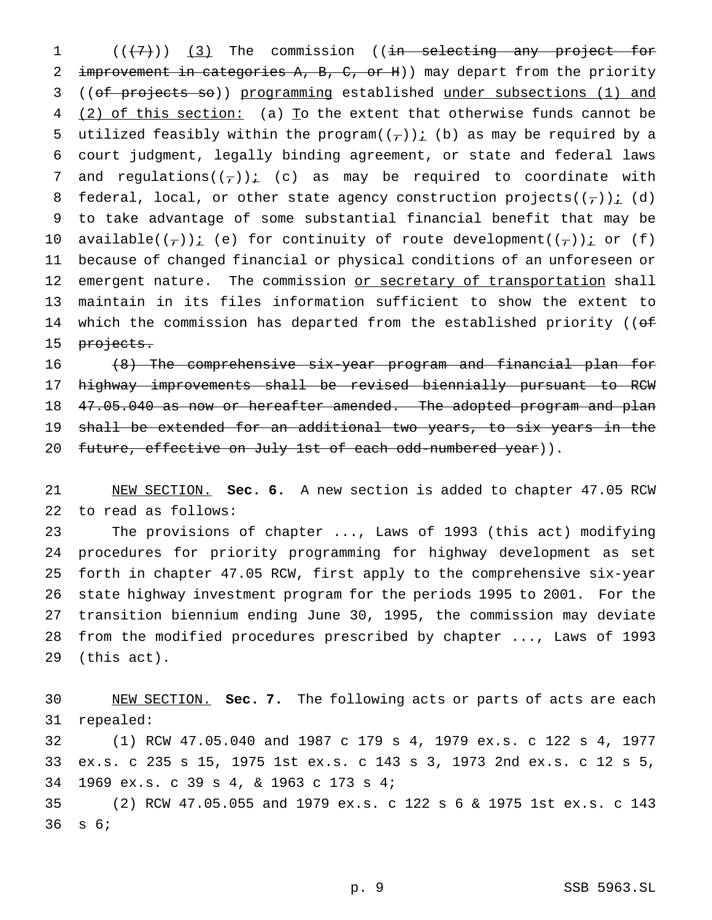((~~(7)~~)) <u>(3)</u> The commission ((~~in selecting any project for improvement in categories A, B, C, or H~~)) may depart from the priority ((~~of projects so~~)) <u>programming</u> established <u>under subsections (1) and (2) of this section:</u> (a) <u>T</u>o the extent that otherwise funds cannot be utilized feasibly within the program((~~,~~))<u>;</u> (b) as may be required by a court judgment, legally binding agreement, or state and federal laws and regulations((~~,~~))<u>;</u> (c) as may be required to coordinate with federal, local, or other state agency construction projects((~~,~~))<u>;</u> (d) to take advantage of some substantial financial benefit that may be available((~~,~~))<u>;</u> (e) for continuity of route development((~~,~~))<u>;</u> or (f) because of changed financial or physical conditions of an unforeseen or emergent nature. The commission <u>or secretary of transportation</u> shall maintain in its files information sufficient to show the extent to which the commission has departed from the established priority ((~~of projects.~~

~~(8) The comprehensive six-year program and financial plan for highway improvements shall be revised biennially pursuant to RCW 47.05.040 as now or hereafter amended. The adopted program and plan shall be extended for an additional two years, to six years in the future, effective on July 1st of each odd-numbered year~~)).

<u>NEW SECTION.</u> **Sec. 6.** A new section is added to chapter 47.05 RCW to read as follows:

The provisions of chapter ..., Laws of 1993 (this act) modifying procedures for priority programming for highway development as set forth in chapter 47.05 RCW, first apply to the comprehensive six-year state highway investment program for the periods 1995 to 2001. For the transition biennium ending June 30, 1995, the commission may deviate from the modified procedures prescribed by chapter ..., Laws of 1993 (this act).

<u>NEW SECTION.</u> **Sec. 7.** The following acts or parts of acts are each repealed:

(1) RCW 47.05.040 and 1987 c 179 s 4, 1979 ex.s. c 122 s 4, 1977 ex.s. c 235 s 15, 1975 1st ex.s. c 143 s 3, 1973 2nd ex.s. c 12 s 5, 1969 ex.s. c 39 s 4, & 1963 c 173 s 4;

(2) RCW 47.05.055 and 1979 ex.s. c 122 s 6 & 1975 1st ex.s. c 143 s 6;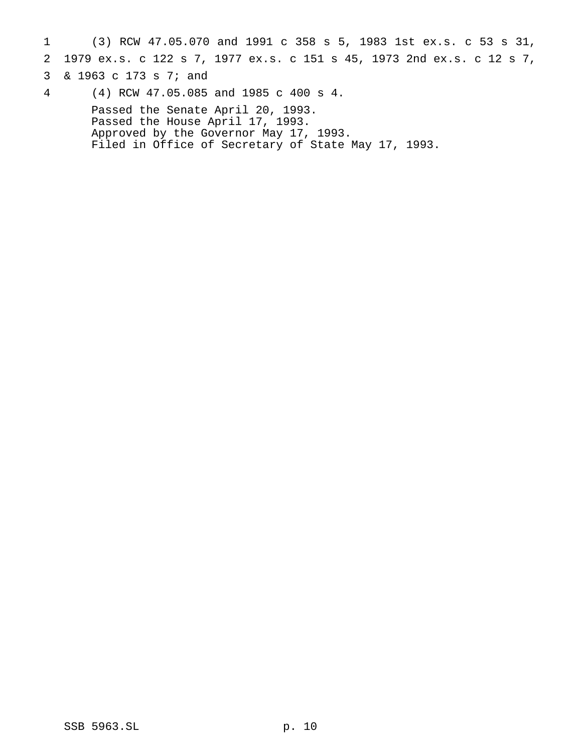(3) RCW 47.05.070 and 1991 c 358 s 5, 1983 1st ex.s. c 53 s 31, 1979 ex.s. c 122 s 7, 1977 ex.s. c 151 s 45, 1973 2nd ex.s. c 12 s 7, & 1963 c 173 s 7; and

(4) RCW 47.05.085 and 1985 c 400 s 4.

Passed the Senate April 20, 1993.
Passed the House April 17, 1993.
Approved by the Governor May 17, 1993.
Filed in Office of Secretary of State May 17, 1993.